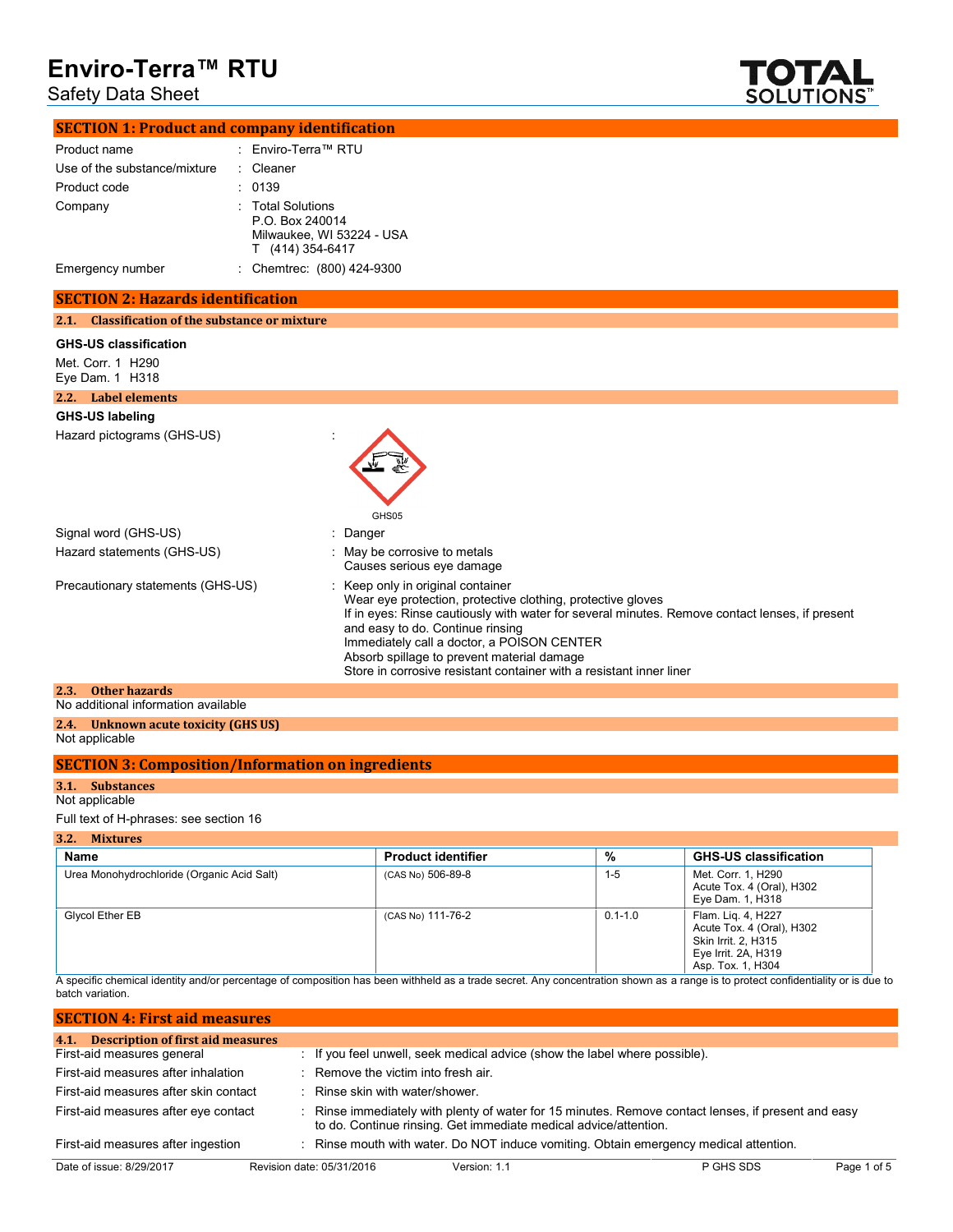# Enviro-Terra™ RTU

Safety Data Sheet

## SECTION 1: Product and company identification

| | | |
|---|---|---|
| Product name | : | Enviro-Terra™ RTU |
| Use of the substance/mixture | : | Cleaner |
| Product code | : | 0139 |
| Company | : | Total Solutions<br>P.O. Box 240014<br>Milwaukee, WI 53224 - USA<br>T (414) 354-6417 |
| Emergency number | : | Chemtrec: (800) 424-9300 |

## SECTION 2: Hazards identification

### 2.1. Classification of the substance or mixture

**GHS-US classification**

Met. Corr. 1 H290
Eye Dam. 1 H318

### 2.2. Label elements

**GHS-US labeling**

Hazard pictograms (GHS-US) :

GHS05

| | | |
|---|---|---|
| Signal word (GHS-US) | : | Danger |
| Hazard statements (GHS-US) | : | May be corrosive to metals<br>Causes serious eye damage |
| Precautionary statements (GHS-US) | : | Keep only in original container<br>Wear eye protection, protective clothing, protective gloves<br>If in eyes: Rinse cautiously with water for several minutes. Remove contact lenses, if present and easy to do. Continue rinsing<br>Immediately call a doctor, a POISON CENTER<br>Absorb spillage to prevent material damage<br>Store in corrosive resistant container with a resistant inner liner |

### 2.3. Other hazards

No additional information available

### 2.4. Unknown acute toxicity (GHS US)

Not applicable

## SECTION 3: Composition/Information on ingredients

### 3.1. Substances

Not applicable

Full text of H-phrases: see section 16

### 3.2. Mixtures

| Name | Product identifier | % | GHS-US classification |
|---|---|---|---|
| Urea Monohydrochloride (Organic Acid Salt) | (CAS No) 506-89-8 | 1-5 | Met. Corr. 1, H290<br>Acute Tox. 4 (Oral), H302<br>Eye Dam. 1, H318 |
| Glycol Ether EB | (CAS No) 111-76-2 | 0.1-1.0 | Flam. Liq. 4, H227<br>Acute Tox. 4 (Oral), H302<br>Skin Irrit. 2, H315<br>Eye Irrit. 2A, H319<br>Asp. Tox. 1, H304 |

A specific chemical identity and/or percentage of composition has been withheld as a trade secret. Any concentration shown as a range is to protect confidentiality or is due to batch variation.

## SECTION 4: First aid measures

### 4.1. Description of first aid measures

| | | |
|---|---|---|
| First-aid measures general | : | If you feel unwell, seek medical advice (show the label where possible). |
| First-aid measures after inhalation | : | Remove the victim into fresh air. |
| First-aid measures after skin contact | : | Rinse skin with water/shower. |
| First-aid measures after eye contact | : | Rinse immediately with plenty of water for 15 minutes. Remove contact lenses, if present and easy to do. Continue rinsing. Get immediate medical advice/attention. |
| First-aid measures after ingestion | : | Rinse mouth with water. Do NOT induce vomiting. Obtain emergency medical attention. |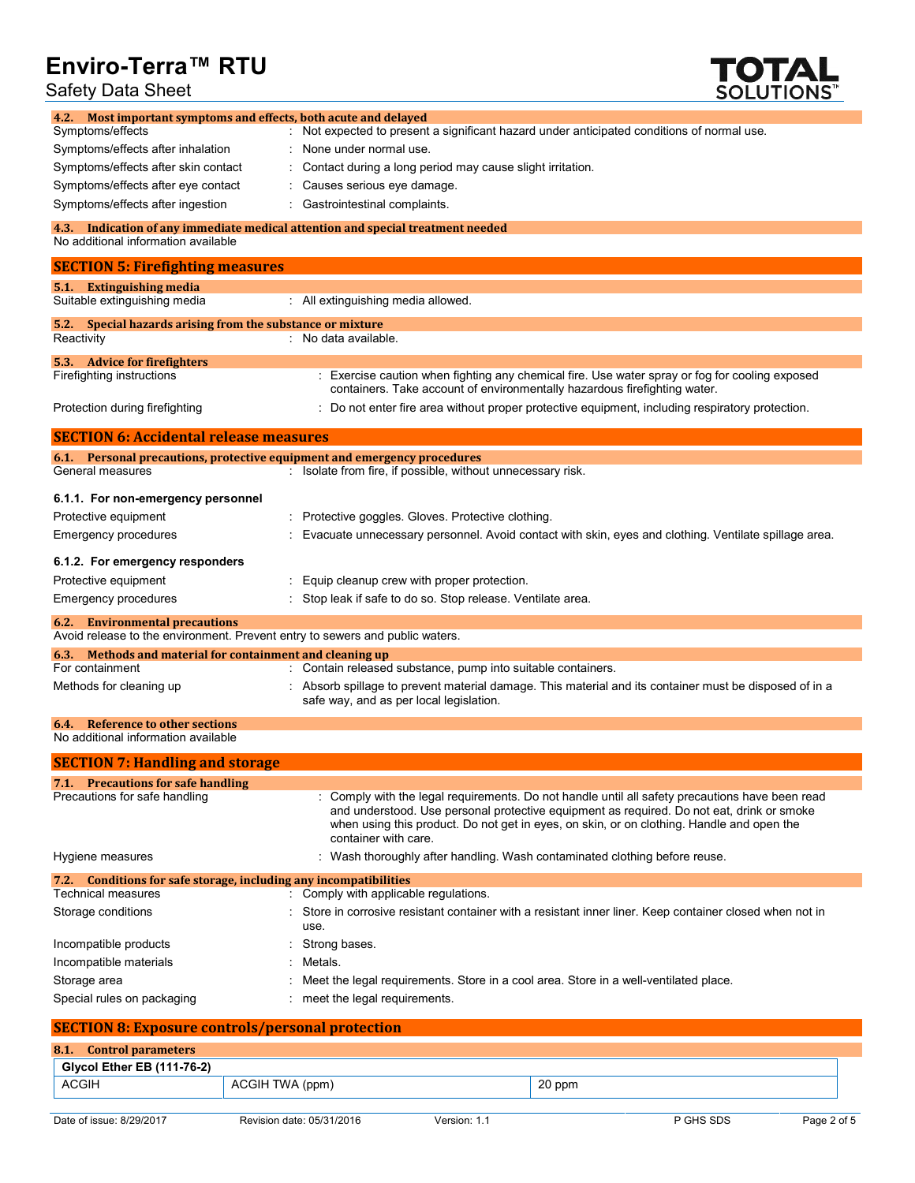### 4.2. Most important symptoms and effects, both acute and delayed

| | |
|---|---|
| Symptoms/effects | : Not expected to present a significant hazard under anticipated conditions of normal use. |
| Symptoms/effects after inhalation | : None under normal use. |
| Symptoms/effects after skin contact | : Contact during a long period may cause slight irritation. |
| Symptoms/effects after eye contact | : Causes serious eye damage. |
| Symptoms/effects after ingestion | : Gastrointestinal complaints. |

### 4.3. Indication of any immediate medical attention and special treatment needed

No additional information available

## SECTION 5: Firefighting measures

### 5.1. Extinguishing media

| | |
|---|---|
| Suitable extinguishing media | : All extinguishing media allowed. |

### 5.2. Special hazards arising from the substance or mixture

| | |
|---|---|
| Reactivity | : No data available. |

### 5.3. Advice for firefighters

| | |
|---|---|
| Firefighting instructions | : Exercise caution when fighting any chemical fire. Use water spray or fog for cooling exposed containers. Take account of environmentally hazardous firefighting water. |
| Protection during firefighting | : Do not enter fire area without proper protective equipment, including respiratory protection. |

## SECTION 6: Accidental release measures

### 6.1. Personal precautions, protective equipment and emergency procedures

| | |
|---|---|
| General measures | : Isolate from fire, if possible, without unnecessary risk. |

#### 6.1.1. For non-emergency personnel

| | |
|---|---|
| Protective equipment | : Protective goggles. Gloves. Protective clothing. |
| Emergency procedures | : Evacuate unnecessary personnel. Avoid contact with skin, eyes and clothing. Ventilate spillage area. |

#### 6.1.2. For emergency responders

| | |
|---|---|
| Protective equipment | : Equip cleanup crew with proper protection. |
| Emergency procedures | : Stop leak if safe to do so. Stop release. Ventilate area. |

### 6.2. Environmental precautions

Avoid release to the environment. Prevent entry to sewers and public waters.

### 6.3. Methods and material for containment and cleaning up

| | |
|---|---|
| For containment | : Contain released substance, pump into suitable containers. |
| Methods for cleaning up | : Absorb spillage to prevent material damage. This material and its container must be disposed of in a safe way, and as per local legislation. |

### 6.4. Reference to other sections

No additional information available

## SECTION 7: Handling and storage

### 7.1. Precautions for safe handling

| | |
|---|---|
| Precautions for safe handling | : Comply with the legal requirements. Do not handle until all safety precautions have been read and understood. Use personal protective equipment as required. Do not eat, drink or smoke when using this product. Do not get in eyes, on skin, or on clothing. Handle and open the container with care. |
| Hygiene measures | : Wash thoroughly after handling. Wash contaminated clothing before reuse. |

### 7.2. Conditions for safe storage, including any incompatibilities

| | |
|---|---|
| Technical measures | : Comply with applicable regulations. |
| Storage conditions | : Store in corrosive resistant container with a resistant inner liner. Keep container closed when not in use. |
| Incompatible products | : Strong bases. |
| Incompatible materials | : Metals. |
| Storage area | : Meet the legal requirements. Store in a cool area. Store in a well-ventilated place. |
| Special rules on packaging | : meet the legal requirements. |

## SECTION 8: Exposure controls/personal protection

### 8.1. Control parameters

| Glycol Ether EB (111-76-2) | | |
|---|---|---|
| ACGIH | ACGIH TWA (ppm) | 20 ppm |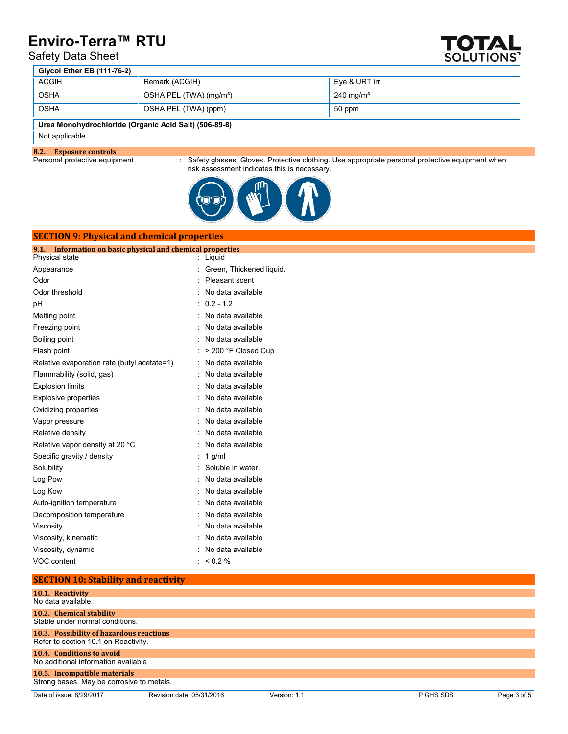| Glycol Ether EB (111-76-2) | | |
|---|---|---|
| ACGIH | Remark (ACGIH) | Eye & URT irr |
| OSHA | OSHA PEL (TWA) (mg/m³) | 240 mg/m³ |
| OSHA | OSHA PEL (TWA) (ppm) | 50 ppm |

| Urea Monohydrochloride (Organic Acid Salt) (506-89-8) |
|---|
| Not applicable |

### 8.2. Exposure controls

Personal protective equipment : Safety glasses. Gloves. Protective clothing. Use appropriate personal protective equipment when risk assessment indicates this is necessary.

## SECTION 9: Physical and chemical properties

### 9.1. Information on basic physical and chemical properties

| | |
|---|---|
| Physical state | : Liquid |
| Appearance | : Green, Thickened liquid. |
| Odor | : Pleasant scent |
| Odor threshold | : No data available |
| pH | : 0.2 - 1.2 |
| Melting point | : No data available |
| Freezing point | : No data available |
| Boiling point | : No data available |
| Flash point | : > 200 °F Closed Cup |
| Relative evaporation rate (butyl acetate=1) | : No data available |
| Flammability (solid, gas) | : No data available |
| Explosion limits | : No data available |
| Explosive properties | : No data available |
| Oxidizing properties | : No data available |
| Vapor pressure | : No data available |
| Relative density | : No data available |
| Relative vapor density at 20 °C | : No data available |
| Specific gravity / density | : 1 g/ml |
| Solubility | : Soluble in water. |
| Log Pow | : No data available |
| Log Kow | : No data available |
| Auto-ignition temperature | : No data available |
| Decomposition temperature | : No data available |
| Viscosity | : No data available |
| Viscosity, kinematic | : No data available |
| Viscosity, dynamic | : No data available |
| VOC content | : < 0.2 % |

## SECTION 10: Stability and reactivity

### 10.1. Reactivity

No data available.

### 10.2. Chemical stability

Stable under normal conditions.

### 10.3. Possibility of hazardous reactions

Refer to section 10.1 on Reactivity.

### 10.4. Conditions to avoid

No additional information available

### 10.5. Incompatible materials

Strong bases. May be corrosive to metals.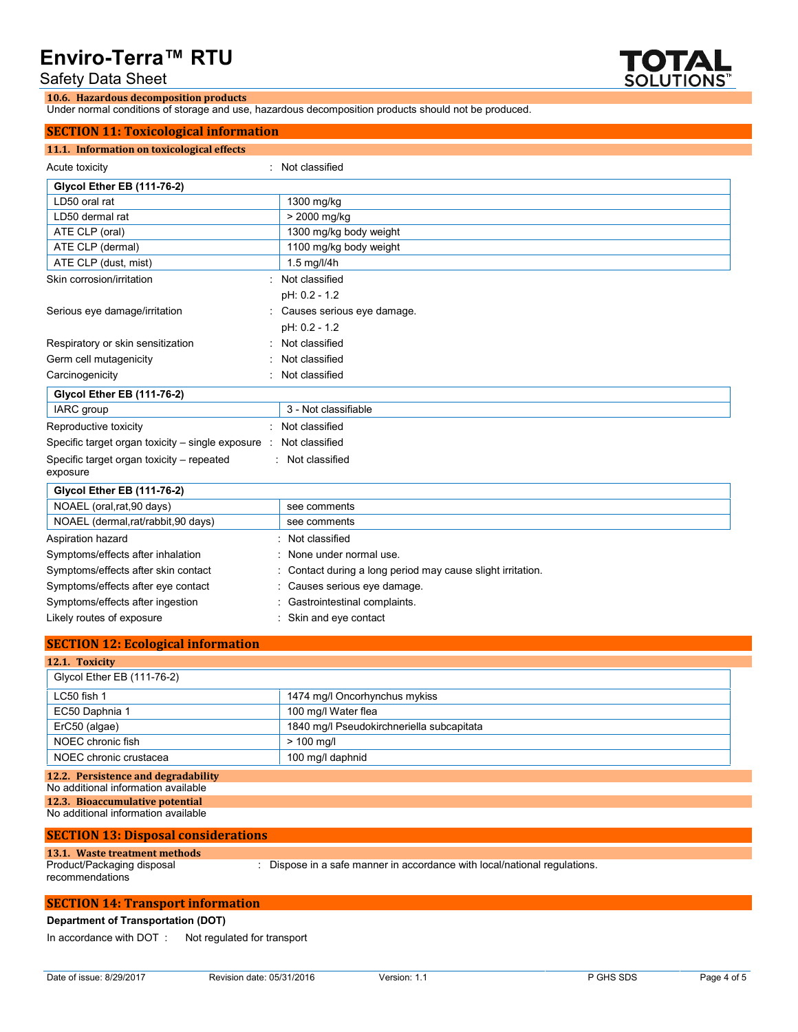### 10.6. Hazardous decomposition products

Under normal conditions of storage and use, hazardous decomposition products should not be produced.

## SECTION 11: Toxicological information

### 11.1. Information on toxicological effects

Acute toxicity : Not classified

| Glycol Ether EB (111-76-2) | |
|---|---|
| LD50 oral rat | 1300 mg/kg |
| LD50 dermal rat | > 2000 mg/kg |
| ATE CLP (oral) | 1300 mg/kg body weight |
| ATE CLP (dermal) | 1100 mg/kg body weight |
| ATE CLP (dust, mist) | 1.5 mg/l/4h |

Skin corrosion/irritation : Not classified

pH: 0.2 - 1.2

Serious eye damage/irritation : Causes serious eye damage.

pH: 0.2 - 1.2

Respiratory or skin sensitization : Not classified

Germ cell mutagenicity : Not classified

Carcinogenicity : Not classified

| Glycol Ether EB (111-76-2) | |
|---|---|
| IARC group | 3 - Not classifiable |

Reproductive toxicity : Not classified

Specific target organ toxicity – single exposure : Not classified

Specific target organ toxicity – repeated exposure : Not classified

| Glycol Ether EB (111-76-2) | |
|---|---|
| NOAEL (oral,rat,90 days) | see comments |
| NOAEL (dermal,rat/rabbit,90 days) | see comments |

Aspiration hazard : Not classified

Symptoms/effects after inhalation : None under normal use.

Symptoms/effects after skin contact : Contact during a long period may cause slight irritation.

Symptoms/effects after eye contact : Causes serious eye damage.

Symptoms/effects after ingestion : Gastrointestinal complaints.

Likely routes of exposure : Skin and eye contact

## SECTION 12: Ecological information

### 12.1. Toxicity

| Glycol Ether EB (111-76-2) | |
|---|---|
| LC50 fish 1 | 1474 mg/l Oncorhynchus mykiss |
| EC50 Daphnia 1 | 100 mg/l Water flea |
| ErC50 (algae) | 1840 mg/l Pseudokirchneriella subcapitata |
| NOEC chronic fish | > 100 mg/l |
| NOEC chronic crustacea | 100 mg/l daphnid |

### 12.2. Persistence and degradability

No additional information available

### 12.3. Bioaccumulative potential

No additional information available

## SECTION 13: Disposal considerations

### 13.1. Waste treatment methods

Product/Packaging disposal recommendations : Dispose in a safe manner in accordance with local/national regulations.

## SECTION 14: Transport information

**Department of Transportation (DOT)**

In accordance with DOT : Not regulated for transport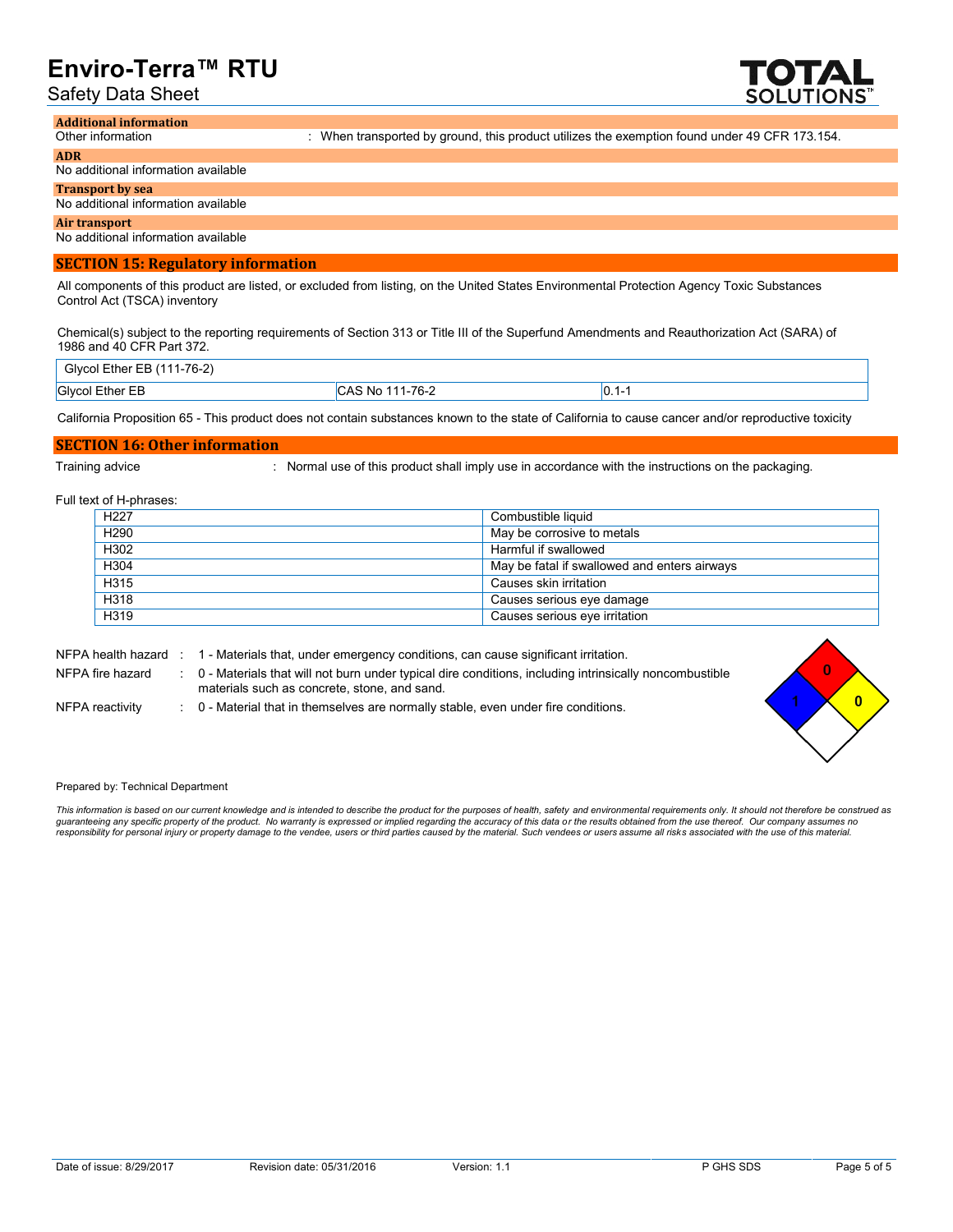**Additional information**

Other information : When transported by ground, this product utilizes the exemption found under 49 CFR 173.154.

**ADR**

No additional information available

**Transport by sea**

No additional information available

**Air transport**

No additional information available

## SECTION 15: Regulatory information

All components of this product are listed, or excluded from listing, on the United States Environmental Protection Agency Toxic Substances Control Act (TSCA) inventory

Chemical(s) subject to the reporting requirements of Section 313 or Title III of the Superfund Amendments and Reauthorization Act (SARA) of 1986 and 40 CFR Part 372.

| Glycol Ether EB (111-76-2) | | |
|---|---|---|
| Glycol Ether EB | CAS No 111-76-2 | 0.1-1 |

California Proposition 65 - This product does not contain substances known to the state of California to cause cancer and/or reproductive toxicity

## SECTION 16: Other information

Training advice : Normal use of this product shall imply use in accordance with the instructions on the packaging.

Full text of H-phrases:

| | |
|---|---|
| H227 | Combustible liquid |
| H290 | May be corrosive to metals |
| H302 | Harmful if swallowed |
| H304 | May be fatal if swallowed and enters airways |
| H315 | Causes skin irritation |
| H318 | Causes serious eye damage |
| H319 | Causes serious eye irritation |

NFPA health hazard : 1 - Materials that, under emergency conditions, can cause significant irritation.

NFPA fire hazard : 0 - Materials that will not burn under typical dire conditions, including intrinsically noncombustible materials such as concrete, stone, and sand.

NFPA reactivity : 0 - Material that in themselves are normally stable, even under fire conditions.

0
1
0

Prepared by: Technical Department

*This information is based on our current knowledge and is intended to describe the product for the purposes of health, safety and environmental requirements only. It should not therefore be construed as guaranteeing any specific property of the product. No warranty is expressed or implied regarding the accuracy of this data or the results obtained from the use thereof. Our company assumes no responsibility for personal injury or property damage to the vendee, users or third parties caused by the material. Such vendees or users assume all risks associated with the use of this material.*